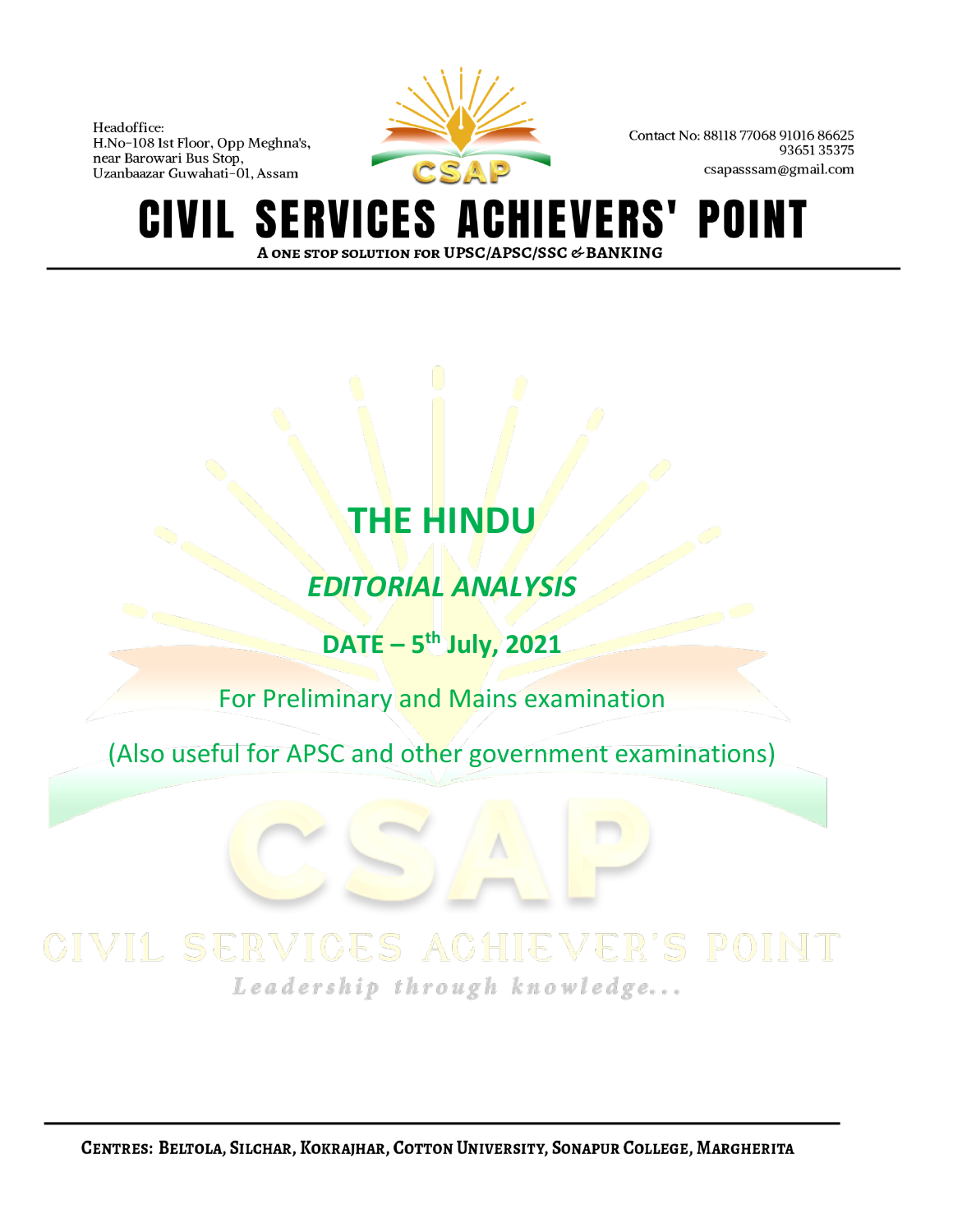Headoffice:
H.No-108 Ist Floor, Opp Meghna's,
near Barowari Bus Stop,
Uzanbaazar Guwahati-01, Assam

Contact No: 88118 77068 91016 86625
93651 35375
csapasssam@gmail.com

# CIVIL SERVICES ACHIEVERS' POINT

A ONE STOP SOLUTION FOR UPSC/APSC/SSC & BANKING

# THE HINDU

## *EDITORIAL ANALYSIS*

**DATE – 5th July, 2021**

For Preliminary and Mains examination

(Also useful for APSC and other government examinations)

CSAP

CIVIL SERVICES ACHIEVER'S POINT

*Leadership through knowledge...*

CENTRES: BELTOLA, SILCHAR, KOKRAJHAR, COTTON UNIVERSITY, SONAPUR COLLEGE, MARGHERITA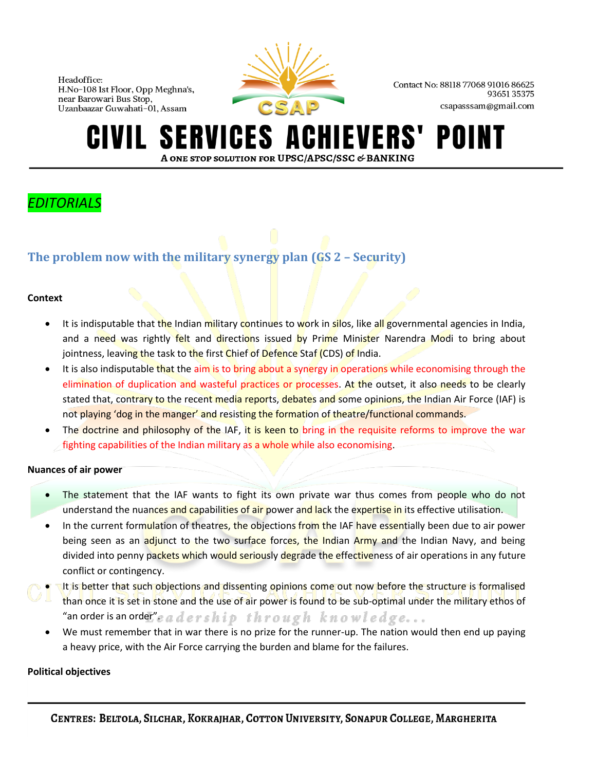## EDITORIALS

### The problem now with the military synergy plan (GS 2 – Security)

**Context**

- It is indisputable that the Indian military continues to work in silos, like all governmental agencies in India, and a need was rightly felt and directions issued by Prime Minister Narendra Modi to bring about jointness, leaving the task to the first Chief of Defence Staf (CDS) of India.
- It is also indisputable that the aim is to bring about a synergy in operations while economising through the elimination of duplication and wasteful practices or processes. At the outset, it also needs to be clearly stated that, contrary to the recent media reports, debates and some opinions, the Indian Air Force (IAF) is not playing 'dog in the manger' and resisting the formation of theatre/functional commands.
- The doctrine and philosophy of the IAF, it is keen to bring in the requisite reforms to improve the war fighting capabilities of the Indian military as a whole while also economising.

**Nuances of air power**

- The statement that the IAF wants to fight its own private war thus comes from people who do not understand the nuances and capabilities of air power and lack the expertise in its effective utilisation.
- In the current formulation of theatres, the objections from the IAF have essentially been due to air power being seen as an adjunct to the two surface forces, the Indian Army and the Indian Navy, and being divided into penny packets which would seriously degrade the effectiveness of air operations in any future conflict or contingency.
- It is better that such objections and dissenting opinions come out now before the structure is formalised than once it is set in stone and the use of air power is found to be sub-optimal under the military ethos of "an order is an order".
- We must remember that in war there is no prize for the runner-up. The nation would then end up paying a heavy price, with the Air Force carrying the burden and blame for the failures.

**Political objectives**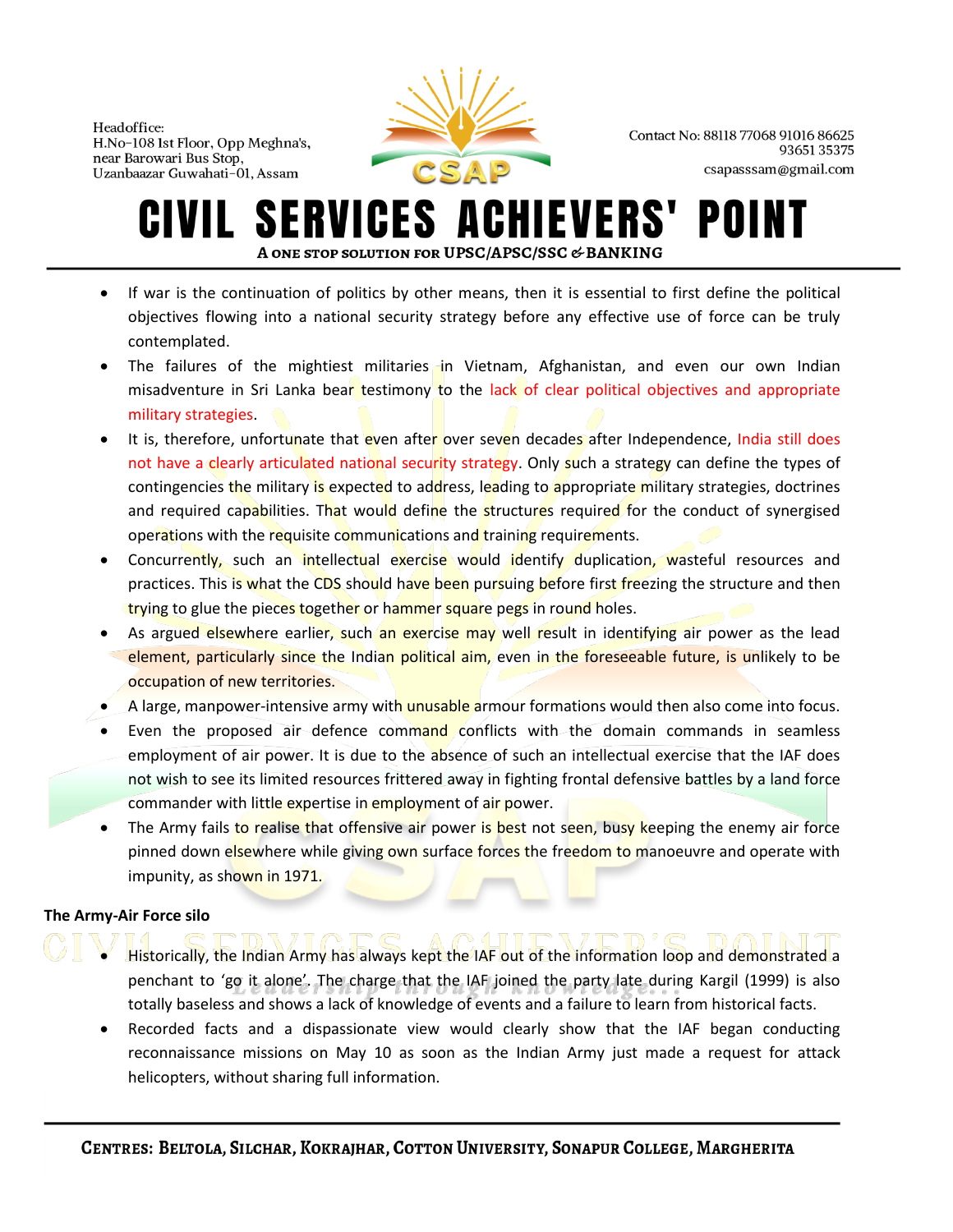- If war is the continuation of politics by other means, then it is essential to first define the political objectives flowing into a national security strategy before any effective use of force can be truly contemplated.
- The failures of the mightiest militaries in Vietnam, Afghanistan, and even our own Indian misadventure in Sri Lanka bear testimony to the lack of clear political objectives and appropriate military strategies.
- It is, therefore, unfortunate that even after over seven decades after Independence, India still does not have a clearly articulated national security strategy. Only such a strategy can define the types of contingencies the military is expected to address, leading to appropriate military strategies, doctrines and required capabilities. That would define the structures required for the conduct of synergised operations with the requisite communications and training requirements.
- Concurrently, such an intellectual exercise would identify duplication, wasteful resources and practices. This is what the CDS should have been pursuing before first freezing the structure and then trying to glue the pieces together or hammer square pegs in round holes.
- As argued elsewhere earlier, such an exercise may well result in identifying air power as the lead element, particularly since the Indian political aim, even in the foreseeable future, is unlikely to be occupation of new territories.
- A large, manpower-intensive army with unusable armour formations would then also come into focus.
- Even the proposed air defence command conflicts with the domain commands in seamless employment of air power. It is due to the absence of such an intellectual exercise that the IAF does not wish to see its limited resources frittered away in fighting frontal defensive battles by a land force commander with little expertise in employment of air power.
- The Army fails to realise that offensive air power is best not seen, busy keeping the enemy air force pinned down elsewhere while giving own surface forces the freedom to manoeuvre and operate with impunity, as shown in 1971.

**The Army-Air Force silo**

- Historically, the Indian Army has always kept the IAF out of the information loop and demonstrated a penchant to 'go it alone'. The charge that the IAF joined the party late during Kargil (1999) is also totally baseless and shows a lack of knowledge of events and a failure to learn from historical facts.
- Recorded facts and a dispassionate view would clearly show that the IAF began conducting reconnaissance missions on May 10 as soon as the Indian Army just made a request for attack helicopters, without sharing full information.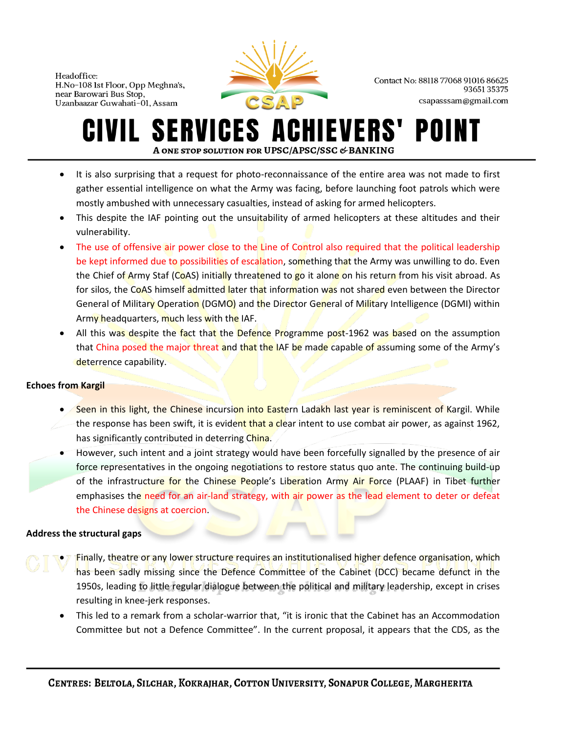- It is also surprising that a request for photo-reconnaissance of the entire area was not made to first gather essential intelligence on what the Army was facing, before launching foot patrols which were mostly ambushed with unnecessary casualties, instead of asking for armed helicopters.
- This despite the IAF pointing out the unsuitability of armed helicopters at these altitudes and their vulnerability.
- The use of offensive air power close to the Line of Control also required that the political leadership be kept informed due to possibilities of escalation, something that the Army was unwilling to do. Even the Chief of Army Staf (CoAS) initially threatened to go it alone on his return from his visit abroad. As for silos, the CoAS himself admitted later that information was not shared even between the Director General of Military Operation (DGMO) and the Director General of Military Intelligence (DGMI) within Army headquarters, much less with the IAF.
- All this was despite the fact that the Defence Programme post-1962 was based on the assumption that China posed the major threat and that the IAF be made capable of assuming some of the Army's deterrence capability.

**Echoes from Kargil**

- Seen in this light, the Chinese incursion into Eastern Ladakh last year is reminiscent of Kargil. While the response has been swift, it is evident that a clear intent to use combat air power, as against 1962, has significantly contributed in deterring China.
- However, such intent and a joint strategy would have been forcefully signalled by the presence of air force representatives in the ongoing negotiations to restore status quo ante. The continuing build-up of the infrastructure for the Chinese People's Liberation Army Air Force (PLAAF) in Tibet further emphasises the need for an air-land strategy, with air power as the lead element to deter or defeat the Chinese designs at coercion.

**Address the structural gaps**

- Finally, theatre or any lower structure requires an institutionalised higher defence organisation, which has been sadly missing since the Defence Committee of the Cabinet (DCC) became defunct in the 1950s, leading to little regular dialogue between the political and military leadership, except in crises resulting in knee-jerk responses.
- This led to a remark from a scholar-warrior that, "it is ironic that the Cabinet has an Accommodation Committee but not a Defence Committee". In the current proposal, it appears that the CDS, as the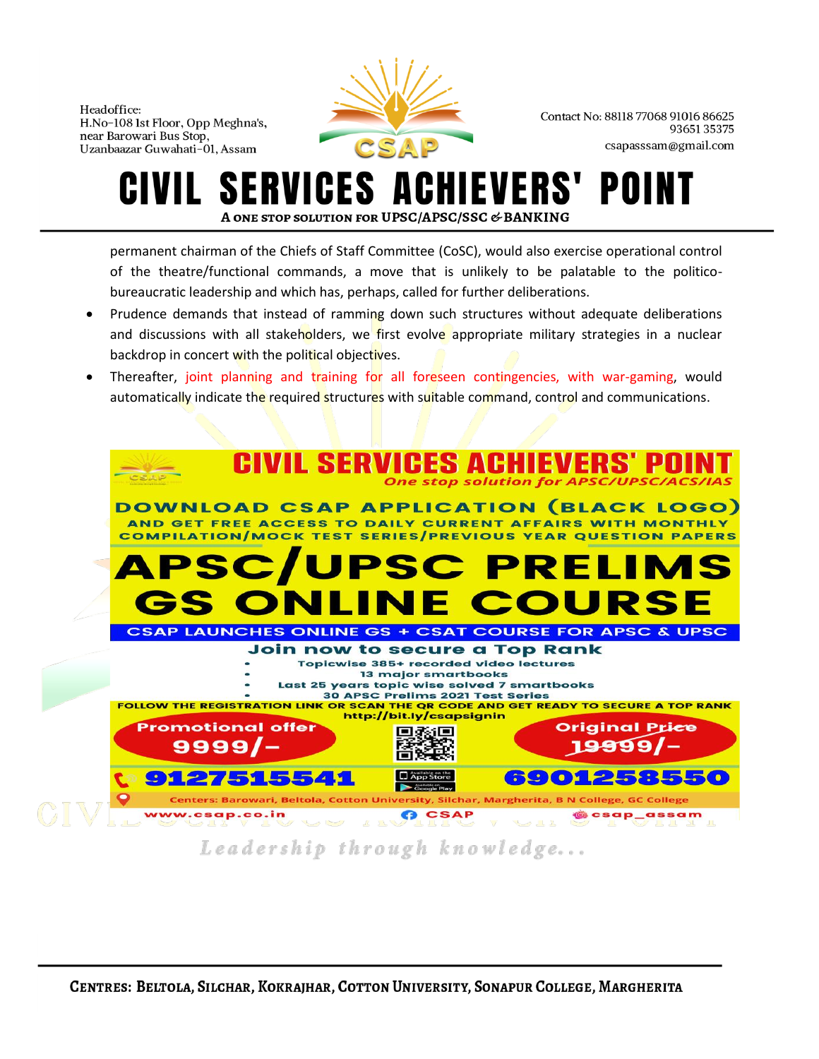permanent chairman of the Chiefs of Staff Committee (CoSC), would also exercise operational control of the theatre/functional commands, a move that is unlikely to be palatable to the politico-bureaucratic leadership and which has, perhaps, called for further deliberations.

- Prudence demands that instead of ramming down such structures without adequate deliberations and discussions with all stakeholders, we first evolve appropriate military strategies in a nuclear backdrop in concert with the political objectives.
- Thereafter, joint planning and training for all foreseen contingencies, with war-gaming, would automatically indicate the required structures with suitable command, control and communications.

**CIVIL SERVICES ACHIEVERS' POINT**
*One stop solution for APSC/UPSC/ACS/IAS*

**DOWNLOAD CSAP APPLICATION (BLACK LOGO)**
AND GET FREE ACCESS TO DAILY CURRENT AFFAIRS WITH MONTHLY COMPILATION/MOCK TEST SERIES/PREVIOUS YEAR QUESTION PAPERS

**APSC/UPSC PRELIMS GS ONLINE COURSE**

CSAP LAUNCHES ONLINE GS + CSAT COURSE FOR APSC & UPSC

**Join now to secure a Top Rank**

- Topicwise 385+ recorded video lectures
- 13 major smartbooks
- Last 25 years topic wise solved 7 smartbooks
- 30 APSC Prelims 2021 Test Series

FOLLOW THE REGISTRATION LINK OR SCAN THE QR CODE AND GET READY TO SECURE A TOP RANK
http://bit.ly/csapsignin

Promotional offer 9999/- | Original Price ~~19999/-~~

9127515541 | 6901258550

Centers: Barowari, Beltola, Cotton University, Silchar, Margherita, B N College, GC College

www.csap.co.in | CSAP | csap_assam

*Leadership through knowledge...*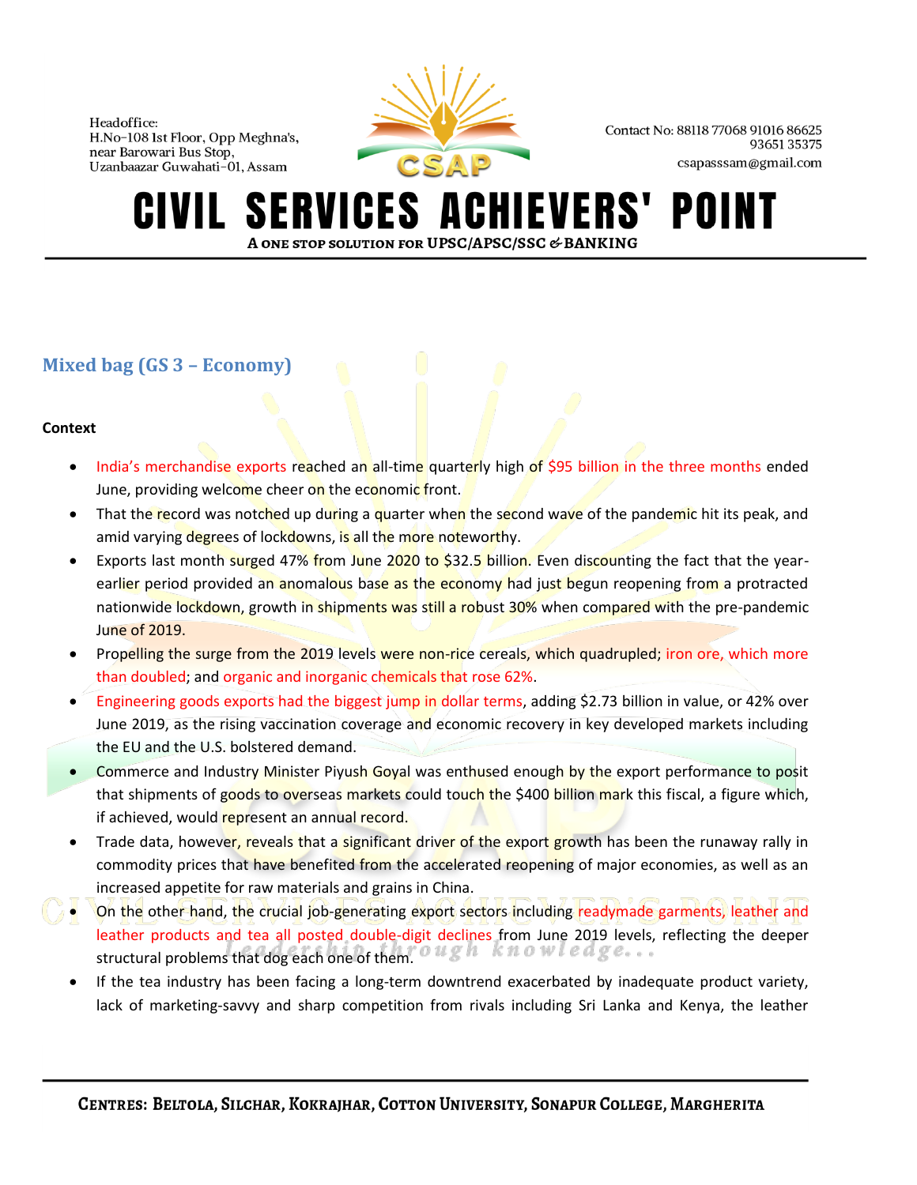## Mixed bag (GS 3 – Economy)

**Context**

- India's merchandise exports reached an all-time quarterly high of $95 billion in the three months ended June, providing welcome cheer on the economic front.
- That the record was notched up during a quarter when the second wave of the pandemic hit its peak, and amid varying degrees of lockdowns, is all the more noteworthy.
- Exports last month surged 47% from June 2020 to $32.5 billion. Even discounting the fact that the year-earlier period provided an anomalous base as the economy had just begun reopening from a protracted nationwide lockdown, growth in shipments was still a robust 30% when compared with the pre-pandemic June of 2019.
- Propelling the surge from the 2019 levels were non-rice cereals, which quadrupled; iron ore, which more than doubled; and organic and inorganic chemicals that rose 62%.
- Engineering goods exports had the biggest jump in dollar terms, adding $2.73 billion in value, or 42% over June 2019, as the rising vaccination coverage and economic recovery in key developed markets including the EU and the U.S. bolstered demand.
- Commerce and Industry Minister Piyush Goyal was enthused enough by the export performance to posit that shipments of goods to overseas markets could touch the $400 billion mark this fiscal, a figure which, if achieved, would represent an annual record.
- Trade data, however, reveals that a significant driver of the export growth has been the runaway rally in commodity prices that have benefited from the accelerated reopening of major economies, as well as an increased appetite for raw materials and grains in China.
- On the other hand, the crucial job-generating export sectors including readymade garments, leather and leather products and tea all posted double-digit declines from June 2019 levels, reflecting the deeper structural problems that dog each one of them.
- If the tea industry has been facing a long-term downtrend exacerbated by inadequate product variety, lack of marketing-savvy and sharp competition from rivals including Sri Lanka and Kenya, the leather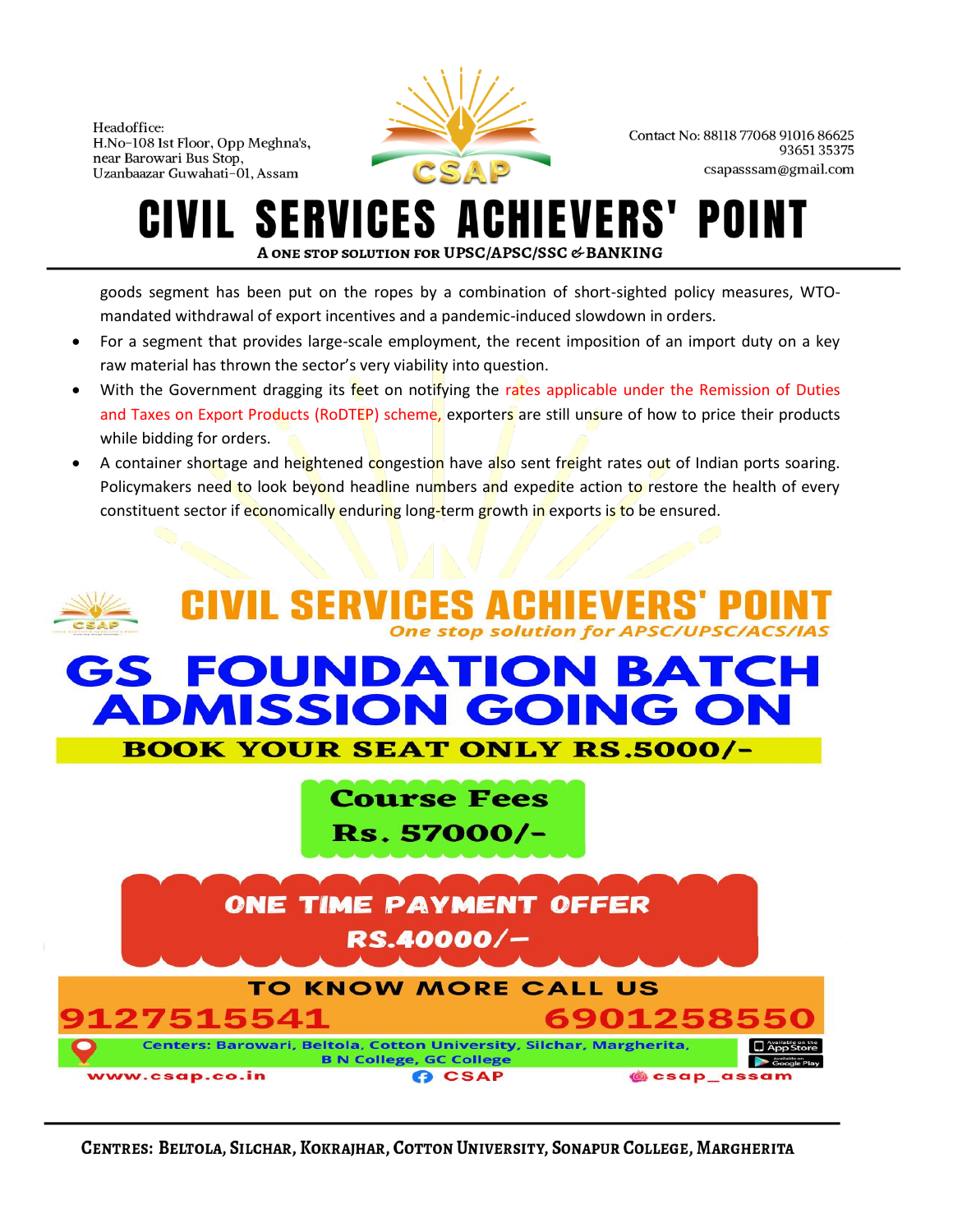goods segment has been put on the ropes by a combination of short-sighted policy measures, WTO-mandated withdrawal of export incentives and a pandemic-induced slowdown in orders.

- For a segment that provides large-scale employment, the recent imposition of an import duty on a key raw material has thrown the sector's very viability into question.
- With the Government dragging its feet on notifying the rates applicable under the Remission of Duties and Taxes on Export Products (RoDTEP) scheme, exporters are still unsure of how to price their products while bidding for orders.
- A container shortage and heightened congestion have also sent freight rates out of Indian ports soaring. Policymakers need to look beyond headline numbers and expedite action to restore the health of every constituent sector if economically enduring long-term growth in exports is to be ensured.

# CIVIL SERVICES ACHIEVERS' POINT

*One stop solution for APSC/UPSC/ACS/IAS*

## GS FOUNDATION BATCH ADMISSION GOING ON

**BOOK YOUR SEAT ONLY RS.5000/-**

**Course Fees Rs. 57000/-**

**ONE TIME PAYMENT OFFER RS.40000/-**

**TO KNOW MORE CALL US**

**9127515541 6901258550**

Centers: Barowari, Beltola, Cotton University, Silchar, Margherita, B N College, GC College

www.csap.co.in CSAP csap_assam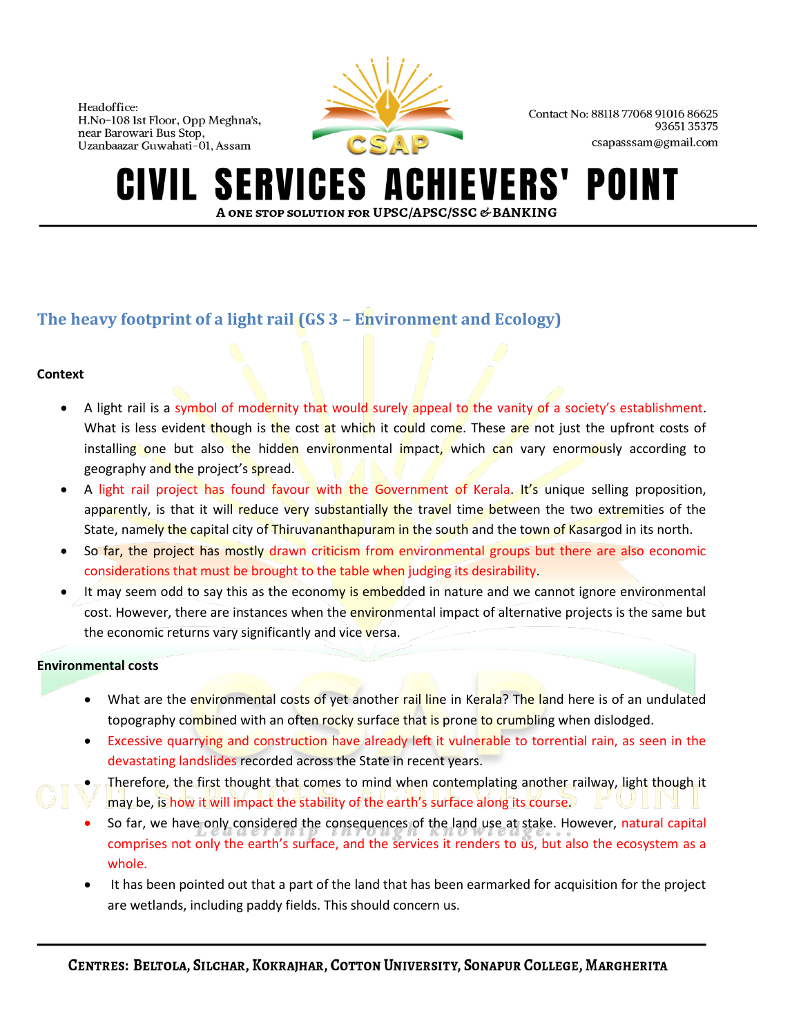## The heavy footprint of a light rail (GS 3 – Environment and Ecology)

**Context**

- A light rail is a symbol of modernity that would surely appeal to the vanity of a society's establishment. What is less evident though is the cost at which it could come. These are not just the upfront costs of installing one but also the hidden environmental impact, which can vary enormously according to geography and the project's spread.
- A light rail project has found favour with the Government of Kerala. It's unique selling proposition, apparently, is that it will reduce very substantially the travel time between the two extremities of the State, namely the capital city of Thiruvananthapuram in the south and the town of Kasargod in its north.
- So far, the project has mostly drawn criticism from environmental groups but there are also economic considerations that must be brought to the table when judging its desirability.
- It may seem odd to say this as the economy is embedded in nature and we cannot ignore environmental cost. However, there are instances when the environmental impact of alternative projects is the same but the economic returns vary significantly and vice versa.

**Environmental costs**

- What are the environmental costs of yet another rail line in Kerala? The land here is of an undulated topography combined with an often rocky surface that is prone to crumbling when dislodged.
- Excessive quarrying and construction have already left it vulnerable to torrential rain, as seen in the devastating landslides recorded across the State in recent years.
- Therefore, the first thought that comes to mind when contemplating another railway, light though it may be, is how it will impact the stability of the earth's surface along its course.
- So far, we have only considered the consequences of the land use at stake. However, natural capital comprises not only the earth's surface, and the services it renders to us, but also the ecosystem as a whole.
- It has been pointed out that a part of the land that has been earmarked for acquisition for the project are wetlands, including paddy fields. This should concern us.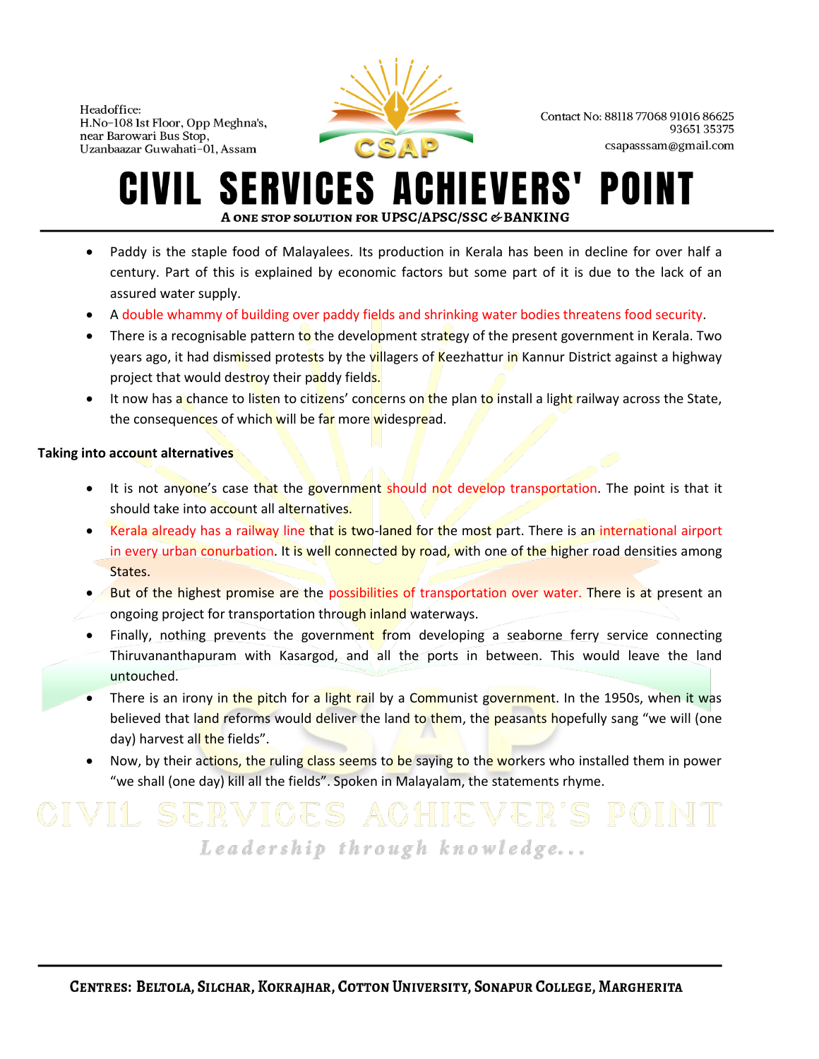- Paddy is the staple food of Malayalees. Its production in Kerala has been in decline for over half a century. Part of this is explained by economic factors but some part of it is due to the lack of an assured water supply.
- A double whammy of building over paddy fields and shrinking water bodies threatens food security.
- There is a recognisable pattern to the development strategy of the present government in Kerala. Two years ago, it had dismissed protests by the villagers of Keezhattur in Kannur District against a highway project that would destroy their paddy fields.
- It now has a chance to listen to citizens' concerns on the plan to install a light railway across the State, the consequences of which will be far more widespread.

**Taking into account alternatives**

- It is not anyone's case that the government should not develop transportation. The point is that it should take into account all alternatives.
- Kerala already has a railway line that is two-laned for the most part. There is an international airport in every urban conurbation. It is well connected by road, with one of the higher road densities among States.
- But of the highest promise are the possibilities of transportation over water. There is at present an ongoing project for transportation through inland waterways.
- Finally, nothing prevents the government from developing a seaborne ferry service connecting Thiruvananthapuram with Kasargod, and all the ports in between. This would leave the land untouched.
- There is an irony in the pitch for a light rail by a Communist government. In the 1950s, when it was believed that land reforms would deliver the land to them, the peasants hopefully sang "we will (one day) harvest all the fields".
- Now, by their actions, the ruling class seems to be saying to the workers who installed them in power "we shall (one day) kill all the fields". Spoken in Malayalam, the statements rhyme.